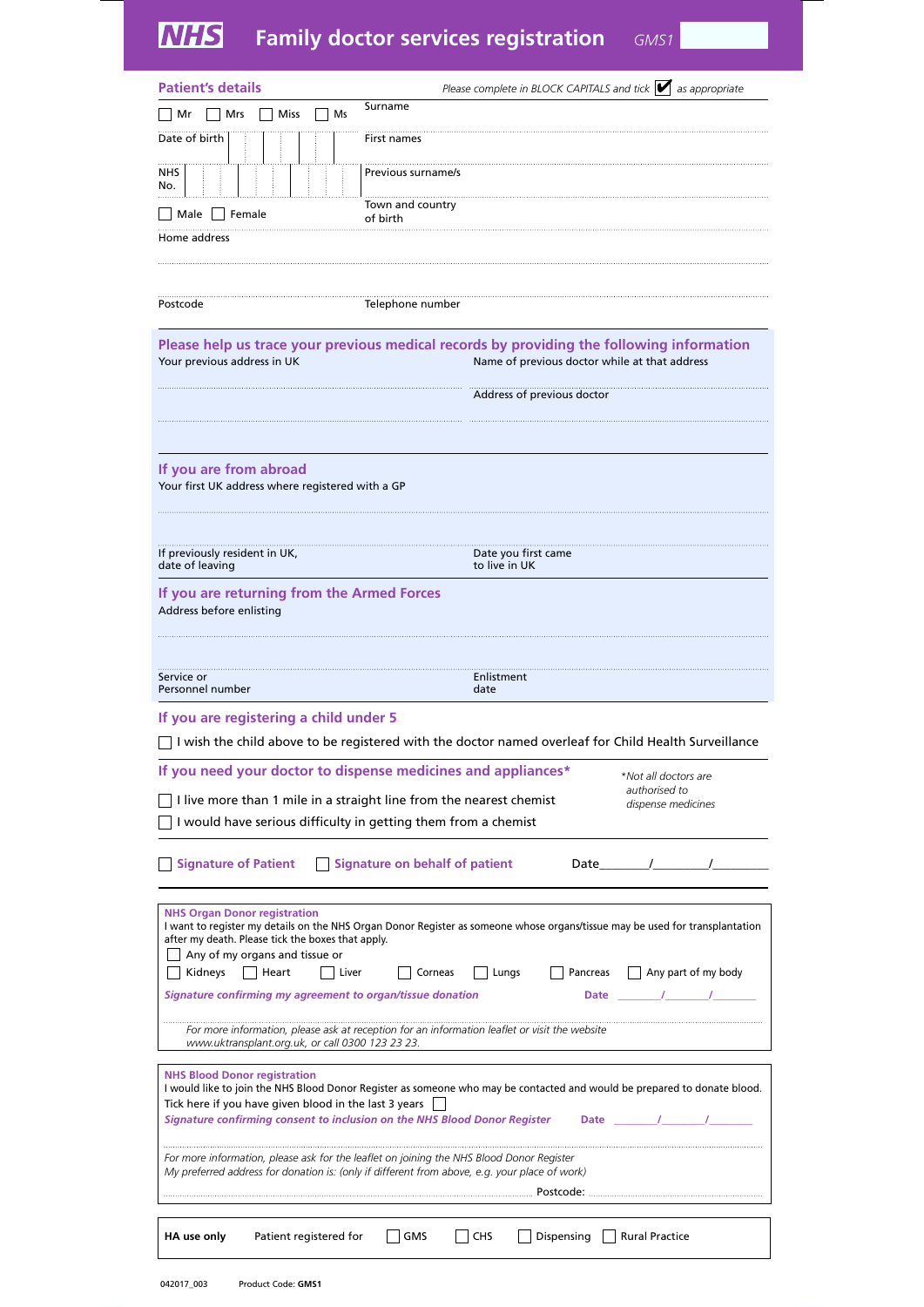# NHS Family doctor services registration *GMS1*

## Patient's details

*Please complete in BLOCK CAPITALS and tick ☑ as appropriate*

☐ Mr ☐ Mrs ☐ Miss ☐ Ms

Surname

Date of birth

First names

NHS No.

Previous surname/s

☐ Male ☐ Female

Town and country of birth

Home address

Postcode

Telephone number

## Please help us trace your previous medical records by providing the following information

Your previous address in UK

Name of previous doctor while at that address

Address of previous doctor

## If you are from abroad

Your first UK address where registered with a GP

If previously resident in UK, date of leaving

Date you first came to live in UK

## If you are returning from the Armed Forces

Address before enlisting

Service or Personnel number

Enlistment date

## If you are registering a child under 5

☐ I wish the child above to be registered with the doctor named overleaf for Child Health Surveillance

## If you need your doctor to dispense medicines and appliances*

*\*Not all doctors are authorised to dispense medicines*

☐ I live more than 1 mile in a straight line from the nearest chemist

☐ I would have serious difficulty in getting them from a chemist

☐ **Signature of Patient** ☐ **Signature on behalf of patient** Date_______/________/_________

**NHS Organ Donor registration**

I want to register my details on the NHS Organ Donor Register as someone whose organs/tissue may be used for transplantation after my death. Please tick the boxes that apply.

☐ Any of my organs and tissue or

☐ Kidneys ☐ Heart ☐ Liver ☐ Corneas ☐ Lungs ☐ Pancreas ☐ Any part of my body

***Signature confirming my agreement to organ/tissue donation*** **Date** _______/_______/_______

*For more information, please ask at reception for an information leaflet or visit the website www.uktransplant.org.uk, or call 0300 123 23 23.*

**NHS Blood Donor registration**

I would like to join the NHS Blood Donor Register as someone who may be contacted and would be prepared to donate blood.

Tick here if you have given blood in the last 3 years ☐

***Signature confirming consent to inclusion on the NHS Blood Donor Register*** **Date** _______/_______/_______

*For more information, please ask for the leaflet on joining the NHS Blood Donor Register*

*My preferred address for donation is: (only if different from above, e.g. your place of work)*

Postcode:

**HA use only** Patient registered for ☐ GMS ☐ CHS ☐ Dispensing ☐ Rural Practice

042017_003 Product Code: **GMS1**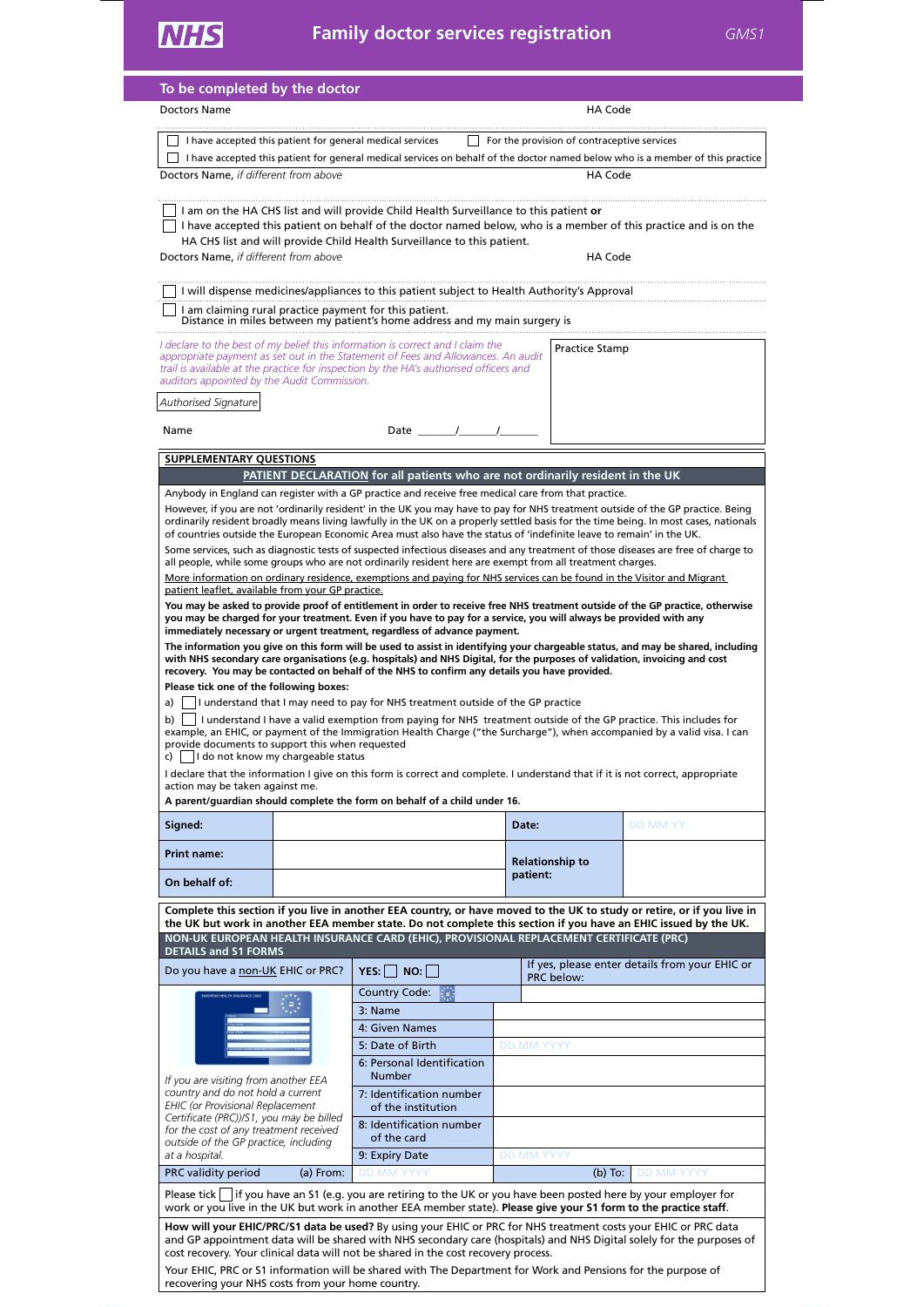# Family doctor services registration

GMS1

## To be completed by the doctor

Doctors Name HA Code

☐ I have accepted this patient for general medical services ☐ For the provision of contraceptive services

☐ I have accepted this patient for general medical services on behalf of the doctor named below who is a member of this practice

Doctors Name, *if different from above* HA Code

☐ I am on the HA CHS list and will provide Child Health Surveillance to this patient **or**

☐ I have accepted this patient on behalf of the doctor named below, who is a member of this practice and is on the HA CHS list and will provide Child Health Surveillance to this patient.

Doctors Name, *if different from above* HA Code

☐ I will dispense medicines/appliances to this patient subject to Health Authority's Approval

☐ I am claiming rural practice payment for this patient.
Distance in miles between my patient's home address and my main surgery is

*I declare to the best of my belief this information is correct and I claim the appropriate payment as set out in the Statement of Fees and Allowances. An audit trail is available at the practice for inspection by the HA's authorised officers and auditors appointed by the Audit Commission.*

Practice Stamp

*Authorised Signature*

Name Date ______/______/______

**SUPPLEMENTARY QUESTIONS**

**PATIENT DECLARATION for all patients who are not ordinarily resident in the UK**

Anybody in England can register with a GP practice and receive free medical care from that practice.

However, if you are not 'ordinarily resident' in the UK you may have to pay for NHS treatment outside of the GP practice. Being ordinarily resident broadly means living lawfully in the UK on a properly settled basis for the time being. In most cases, nationals of countries outside the European Economic Area must also have the status of 'indefinite leave to remain' in the UK.

Some services, such as diagnostic tests of suspected infectious diseases and any treatment of those diseases are free of charge to all people, while some groups who are not ordinarily resident here are exempt from all treatment charges.

More information on ordinary residence, exemptions and paying for NHS services can be found in the Visitor and Migrant patient leaflet, available from your GP practice.

**You may be asked to provide proof of entitlement in order to receive free NHS treatment outside of the GP practice, otherwise you may be charged for your treatment. Even if you have to pay for a service, you will always be provided with any immediately necessary or urgent treatment, regardless of advance payment.**

**The information you give on this form will be used to assist in identifying your chargeable status, and may be shared, including with NHS secondary care organisations (e.g. hospitals) and NHS Digital, for the purposes of validation, invoicing and cost recovery. You may be contacted on behalf of the NHS to confirm any details you have provided.**

**Please tick one of the following boxes:**

a) ☐ I understand that I may need to pay for NHS treatment outside of the GP practice

b) ☐ I understand I have a valid exemption from paying for NHS treatment outside of the GP practice. This includes for example, an EHIC, or payment of the Immigration Health Charge ("the Surcharge"), when accompanied by a valid visa. I can provide documents to support this when requested

c) ☐ I do not know my chargeable status

I declare that the information I give on this form is correct and complete. I understand that if it is not correct, appropriate action may be taken against me.

**A parent/guardian should complete the form on behalf of a child under 16.**

| | | | |
|---|---|---|---|
| **Signed:** | | **Date:** | DD MM YY |
| **Print name:** | | **Relationship to patient:** | |
| **On behalf of:** | | | |

**Complete this section if you live in another EEA country, or have moved to the UK to study or retire, or if you live in the UK but work in another EEA member state. Do not complete this section if you have an EHIC issued by the UK.**

**NON-UK EUROPEAN HEALTH INSURANCE CARD (EHIC), PROVISIONAL REPLACEMENT CERTIFICATE (PRC) DETAILS and S1 FORMS**

| | | |
|---|---|---|
| Do you have a non-UK EHIC or PRC? | **YES:** ☐ **NO:** ☐ | If yes, please enter details from your EHIC or PRC below: |
| | Country Code: | |
| | 3: Name | |
| | 4: Given Names | |
| | 5: Date of Birth | DD MM YYYY |
| | 6: Personal Identification Number | |
| *If you are visiting from another EEA country and do not hold a current EHIC (or Provisional Replacement Certificate (PRC))/S1, you may be billed for the cost of any treatment received outside of the GP practice, including at a hospital.* | 7: Identification number of the institution | |
| | 8: Identification number of the card | |
| | 9: Expiry Date | DD MM YYYY |
| PRC validity period (a) From: | DD MM YYYY | (b) To: DD MM YYYY |

Please tick ☐ if you have an S1 (e.g. you are retiring to the UK or you have been posted here by your employer for work or you live in the UK but work in another EEA member state). **Please give your S1 form to the practice staff.**

**How will your EHIC/PRC/S1 data be used?** By using your EHIC or PRC for NHS treatment costs your EHIC or PRC data and GP appointment data will be shared with NHS secondary care (hospitals) and NHS Digital solely for the purposes of cost recovery. Your clinical data will not be shared in the cost recovery process.

Your EHIC, PRC or S1 information will be shared with The Department for Work and Pensions for the purpose of recovering your NHS costs from your home country.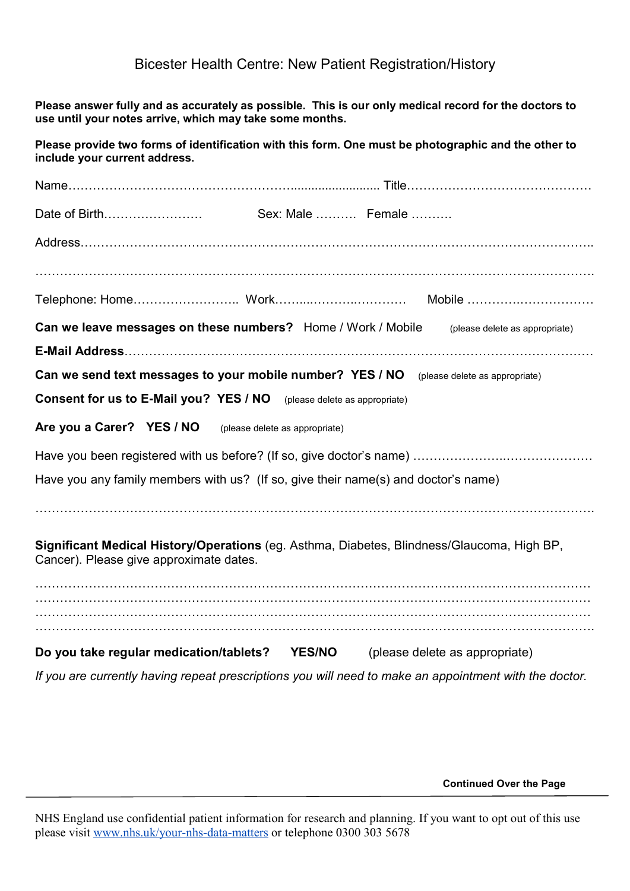# Bicester Health Centre: New Patient Registration/History

**Please answer fully and as accurately as possible. This is our only medical record for the doctors to use until your notes arrive, which may take some months.**

**Please provide two forms of identification with this form. One must be photographic and the other to include your current address.**

Name…………………………………………………........................ Title………………………………………

Date of Birth……………………  Sex: Male ………. Female ……….

Address…………………………………………………………………………………………………………..

…………………………………………………………………………………………………………………….

Telephone: Home…………………….. Work……...………..………… Mobile …………….……………

**Can we leave messages on these numbers?** Home / Work / Mobile (please delete as appropriate)

**E-Mail Address**………………………………………………………………………………………………

**Can we send text messages to your mobile number? YES / NO** (please delete as appropriate)

**Consent for us to E-Mail you? YES / NO** (please delete as appropriate)

**Are you a Carer? YES / NO** (please delete as appropriate)

Have you been registered with us before? (If so, give doctor's name) ……………………..…………………

Have you any family members with us? (If so, give their name(s) and doctor's name)

…………………………………………………………………………………………………………………….

**Significant Medical History/Operations** (eg. Asthma, Diabetes, Blindness/Glaucoma, High BP, Cancer). Please give approximate dates.

……………………………………………………………………………………………………………………
……………………………………………………………………………………………………………………
……………………………………………………………………………………………………………………
…………………………………………………………………………………………………………………….

**Do you take regular medication/tablets? YES/NO** (please delete as appropriate)

*If you are currently having repeat prescriptions you will need to make an appointment with the doctor.*

**Continued Over the Page**

NHS England use confidential patient information for research and planning. If you want to opt out of this use please visit www.nhs.uk/your-nhs-data-matters or telephone 0300 303 5678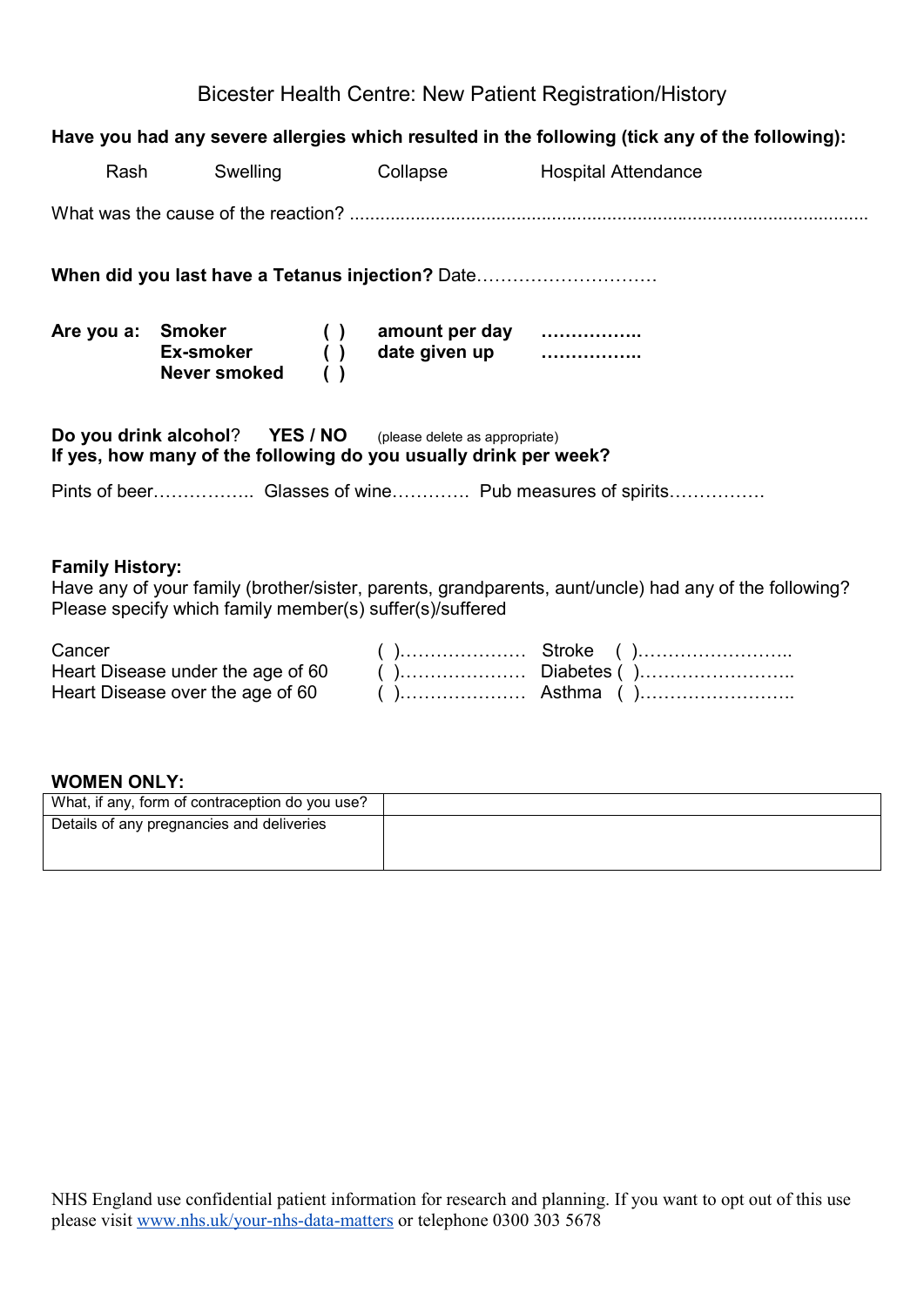# Bicester Health Centre: New Patient Registration/History

**Have you had any severe allergies which resulted in the following (tick any of the following):**

Rash Swelling Collapse Hospital Attendance

What was the cause of the reaction? ..........................................................................................................

**When did you last have a Tetanus injection?** Date…………………………

| **Are you a:** | **Smoker** | **( )** | **amount per day** | **……………..** |
|---|---|---|---|---|
| | **Ex-smoker** | **( )** | **date given up** | **……………..** |
| | **Never smoked** | **( )** | | |

**Do you drink alcohol**? **YES / NO** (please delete as appropriate)
**If yes, how many of the following do you usually drink per week?**

Pints of beer…………….. Glasses of wine…………. Pub measures of spirits…………….

**Family History:**
Have any of your family (brother/sister, parents, grandparents, aunt/uncle) had any of the following? Please specify which family member(s) suffer(s)/suffered

| | | | |
|---|---|---|---|
| Cancer | ( )………………… | Stroke | ( )…………………….. |
| Heart Disease under the age of 60 | ( )………………… | Diabetes | ( )…………………….. |
| Heart Disease over the age of 60 | ( )………………… | Asthma | ( )…………………….. |

**WOMEN ONLY:**

| | |
|---|---|
| What, if any, form of contraception do you use? | |
| Details of any pregnancies and deliveries | |

NHS England use confidential patient information for research and planning. If you want to opt out of this use please visit www.nhs.uk/your-nhs-data-matters or telephone 0300 303 5678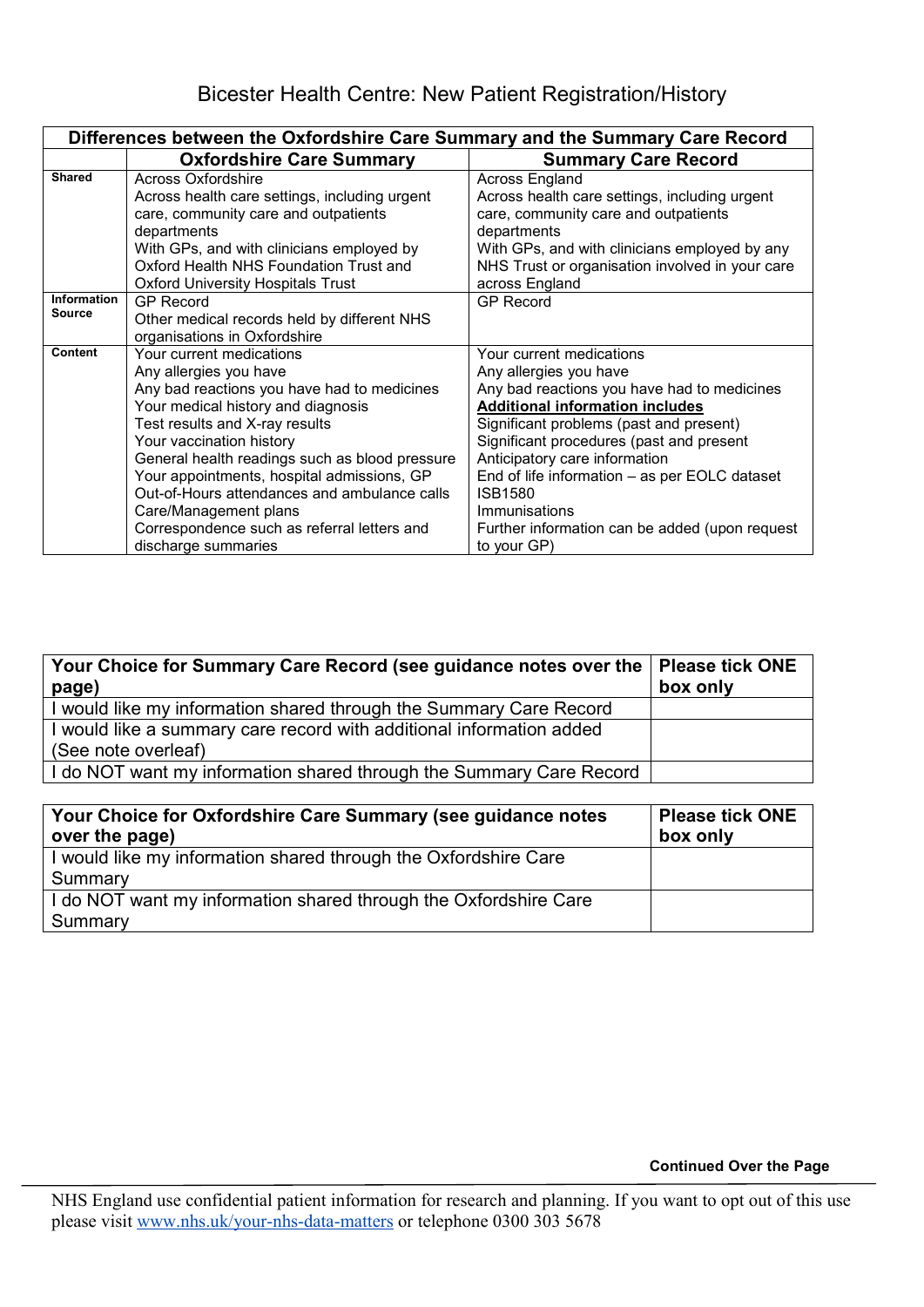# Bicester Health Centre: New Patient Registration/History

| Differences between the Oxfordshire Care Summary and the Summary Care Record | | |
|---|---|---|
| | **Oxfordshire Care Summary** | **Summary Care Record** |
| **Shared** | Across Oxfordshire<br>Across health care settings, including urgent care, community care and outpatients departments<br>With GPs, and with clinicians employed by Oxford Health NHS Foundation Trust and Oxford University Hospitals Trust | Across England<br>Across health care settings, including urgent care, community care and outpatients departments<br>With GPs, and with clinicians employed by any NHS Trust or organisation involved in your care across England |
| **Information Source** | GP Record<br>Other medical records held by different NHS organisations in Oxfordshire | GP Record |
| **Content** | Your current medications<br>Any allergies you have<br>Any bad reactions you have had to medicines<br>Your medical history and diagnosis<br>Test results and X-ray results<br>Your vaccination history<br>General health readings such as blood pressure<br>Your appointments, hospital admissions, GP Out-of-Hours attendances and ambulance calls<br>Care/Management plans<br>Correspondence such as referral letters and discharge summaries | Your current medications<br>Any allergies you have<br>Any bad reactions you have had to medicines<br>**Additional information includes**<br>Significant problems (past and present)<br>Significant procedures (past and present<br>Anticipatory care information<br>End of life information – as per EOLC dataset ISB1580<br>Immunisations<br>Further information can be added (upon request to your GP) |

| **Your Choice for Summary Care Record (see guidance notes over the page)** | **Please tick ONE box only** |
|---|---|
| I would like my information shared through the Summary Care Record | |
| I would like a summary care record with additional information added (See note overleaf) | |
| I do NOT want my information shared through the Summary Care Record | |

| **Your Choice for Oxfordshire Care Summary (see guidance notes over the page)** | **Please tick ONE box only** |
|---|---|
| I would like my information shared through the Oxfordshire Care Summary | |
| I do NOT want my information shared through the Oxfordshire Care Summary | |

**Continued Over the Page**

NHS England use confidential patient information for research and planning. If you want to opt out of this use please visit www.nhs.uk/your-nhs-data-matters or telephone 0300 303 5678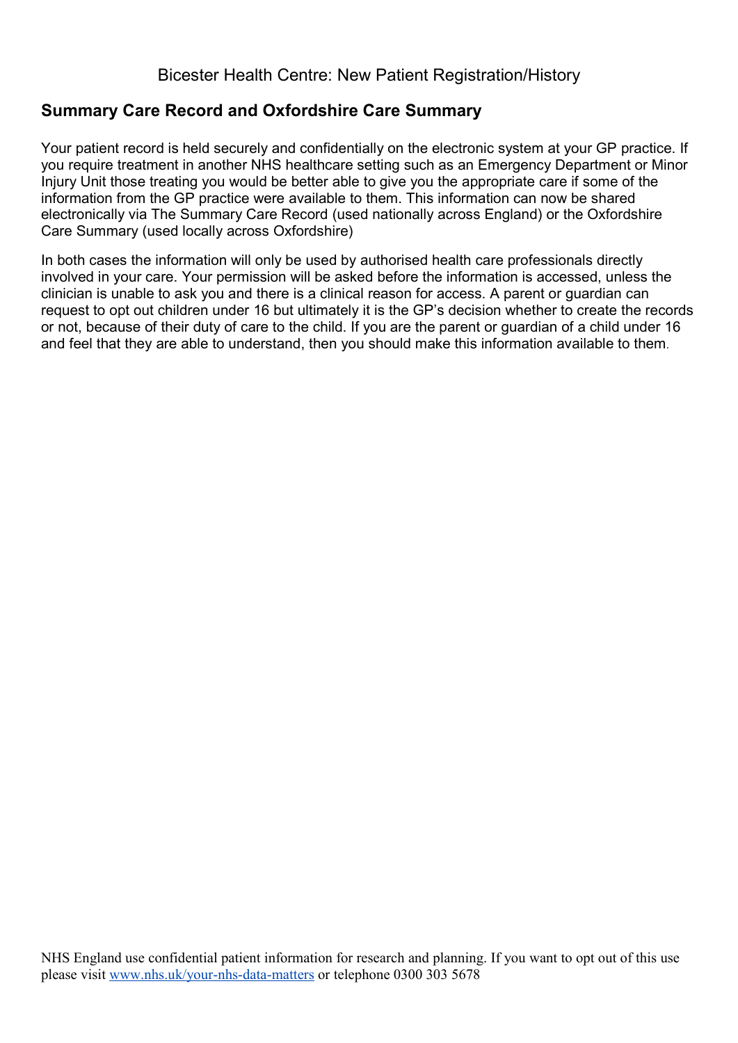## Summary Care Record and Oxfordshire Care Summary

Your patient record is held securely and confidentially on the electronic system at your GP practice. If you require treatment in another NHS healthcare setting such as an Emergency Department or Minor Injury Unit those treating you would be better able to give you the appropriate care if some of the information from the GP practice were available to them. This information can now be shared electronically via The Summary Care Record (used nationally across England) or the Oxfordshire Care Summary (used locally across Oxfordshire)

In both cases the information will only be used by authorised health care professionals directly involved in your care. Your permission will be asked before the information is accessed, unless the clinician is unable to ask you and there is a clinical reason for access. A parent or guardian can request to opt out children under 16 but ultimately it is the GP's decision whether to create the records or not, because of their duty of care to the child. If you are the parent or guardian of a child under 16 and feel that they are able to understand, then you should make this information available to them.

NHS England use confidential patient information for research and planning. If you want to opt out of this use please visit [www.nhs.uk/your-nhs-data-matters](http://www.nhs.uk/your-nhs-data-matters) or telephone 0300 303 5678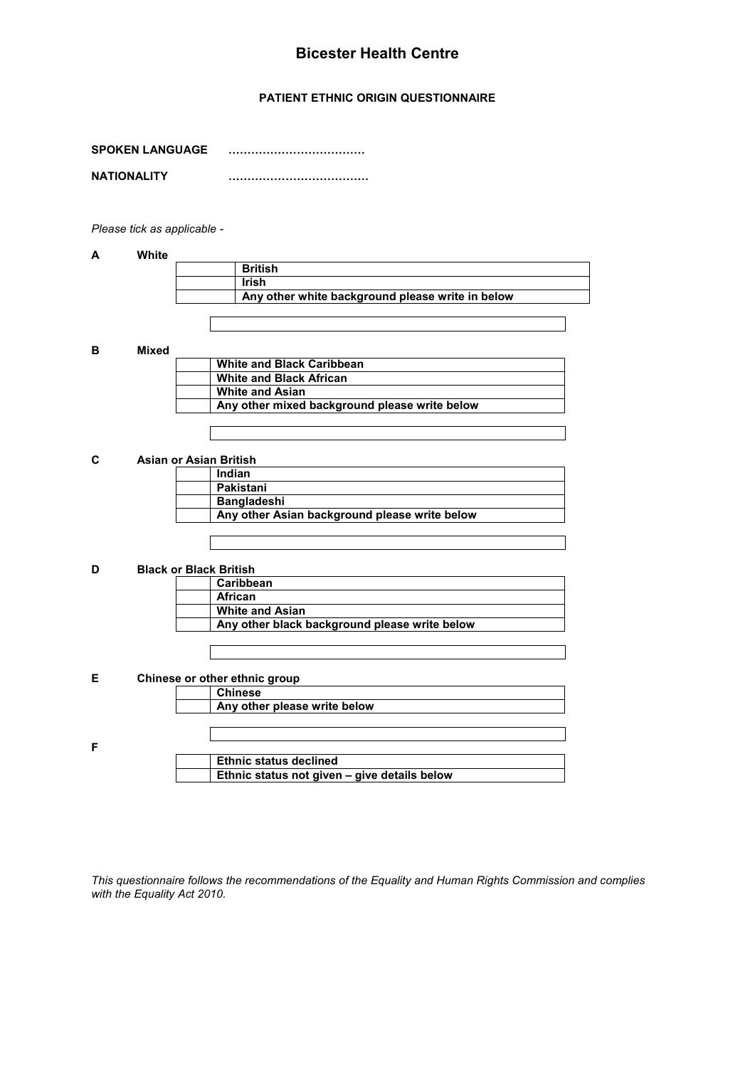# Bicester Health Centre

**PATIENT ETHNIC ORIGIN QUESTIONNAIRE**

**SPOKEN LANGUAGE** ………………………………

**NATIONALITY** ………………………………

*Please tick as applicable -*

**A White**

| | |
|---|---|
| | **British** |
| | **Irish** |
| | **Any other white background please write in below** |

| |
|---|
| |

**B Mixed**

| | |
|---|---|
| | **White and Black Caribbean** |
| | **White and Black African** |
| | **White and Asian** |
| | **Any other mixed background please write below** |

| |
|---|
| |

**C Asian or Asian British**

| | |
|---|---|
| | **Indian** |
| | **Pakistani** |
| | **Bangladeshi** |
| | **Any other Asian background please write below** |

| |
|---|
| |

**D Black or Black British**

| | |
|---|---|
| | **Caribbean** |
| | **African** |
| | **White and Asian** |
| | **Any other black background please write below** |

| |
|---|
| |

**E Chinese or other ethnic group**

| | |
|---|---|
| | **Chinese** |
| | **Any other please write below** |

| |
|---|
| |

**F**

| | |
|---|---|
| | **Ethnic status declined** |
| | **Ethnic status not given – give details below** |

*This questionnaire follows the recommendations of the Equality and Human Rights Commission and complies with the Equality Act 2010.*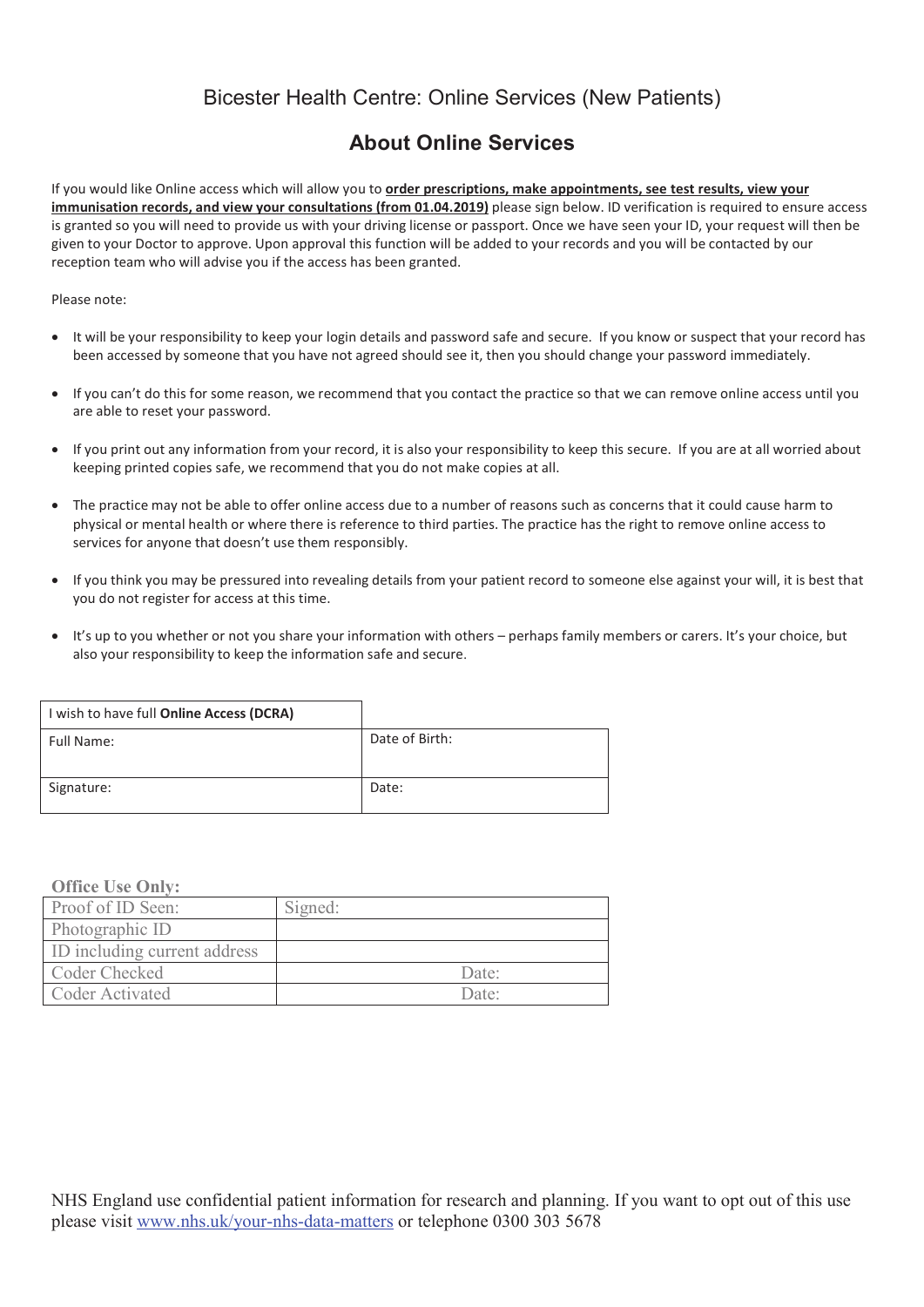# Bicester Health Centre: Online Services (New Patients)

## About Online Services

If you would like Online access which will allow you to **order prescriptions, make appointments, see test results, view your immunisation records, and view your consultations (from 01.04.2019)** please sign below. ID verification is required to ensure access is granted so you will need to provide us with your driving license or passport. Once we have seen your ID, your request will then be given to your Doctor to approve. Upon approval this function will be added to your records and you will be contacted by our reception team who will advise you if the access has been granted.

Please note:

- It will be your responsibility to keep your login details and password safe and secure. If you know or suspect that your record has been accessed by someone that you have not agreed should see it, then you should change your password immediately.
- If you can't do this for some reason, we recommend that you contact the practice so that we can remove online access until you are able to reset your password.
- If you print out any information from your record, it is also your responsibility to keep this secure. If you are at all worried about keeping printed copies safe, we recommend that you do not make copies at all.
- The practice may not be able to offer online access due to a number of reasons such as concerns that it could cause harm to physical or mental health or where there is reference to third parties. The practice has the right to remove online access to services for anyone that doesn't use them responsibly.
- If you think you may be pressured into revealing details from your patient record to someone else against your will, it is best that you do not register for access at this time.
- It's up to you whether or not you share your information with others – perhaps family members or carers. It's your choice, but also your responsibility to keep the information safe and secure.

| I wish to have full **Online Access (DCRA)** | |
|---|---|
| Full Name: | Date of Birth: |
| Signature: | Date: |

**Office Use Only:**

| Proof of ID Seen: | Signed: |
|---|---|
| Photographic ID | |
| ID including current address | |
| Coder Checked | Date: |
| Coder Activated | Date: |

NHS England use confidential patient information for research and planning. If you want to opt out of this use please visit www.nhs.uk/your-nhs-data-matters or telephone 0300 303 5678